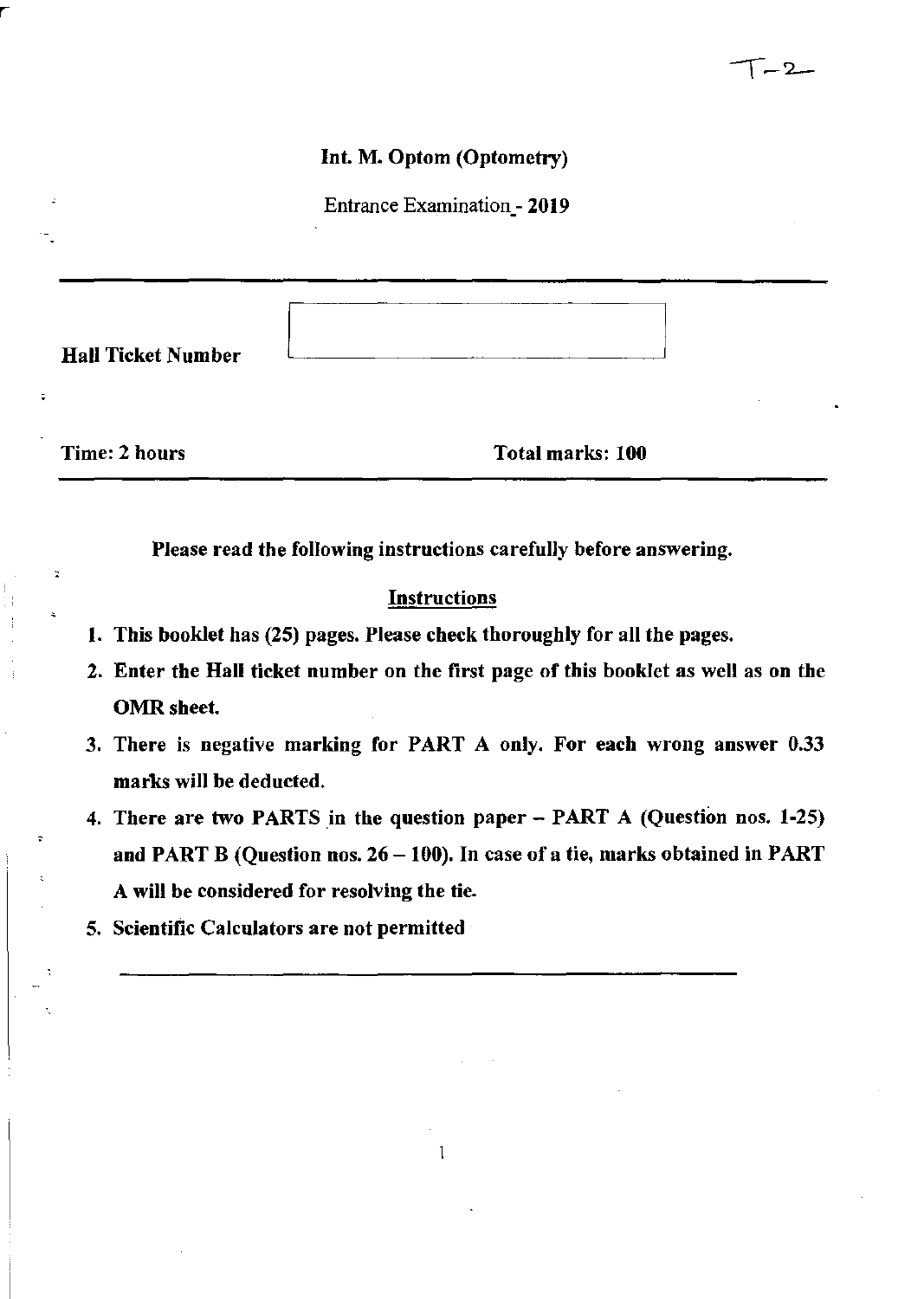T-2

## Int. M. Optom (Optometry)

Entrance Examination - 2019

**Hall Ticket Number**

**Time: 2 hours** **Total marks: 100**

**Please read the following instructions carefully before answering.**

### Instructions

1. **This booklet has (25) pages. Please check thoroughly for all the pages.**
2. **Enter the Hall ticket number on the first page of this booklet as well as on the OMR sheet.**
3. **There is negative marking for PART A only. For each wrong answer 0.33 marks will be deducted.**
4. **There are two PARTS in the question paper – PART A (Question nos. 1-25) and PART B (Question nos. 26 – 100). In case of a tie, marks obtained in PART A will be considered for resolving the tie.**
5. **Scientific Calculators are not permitted**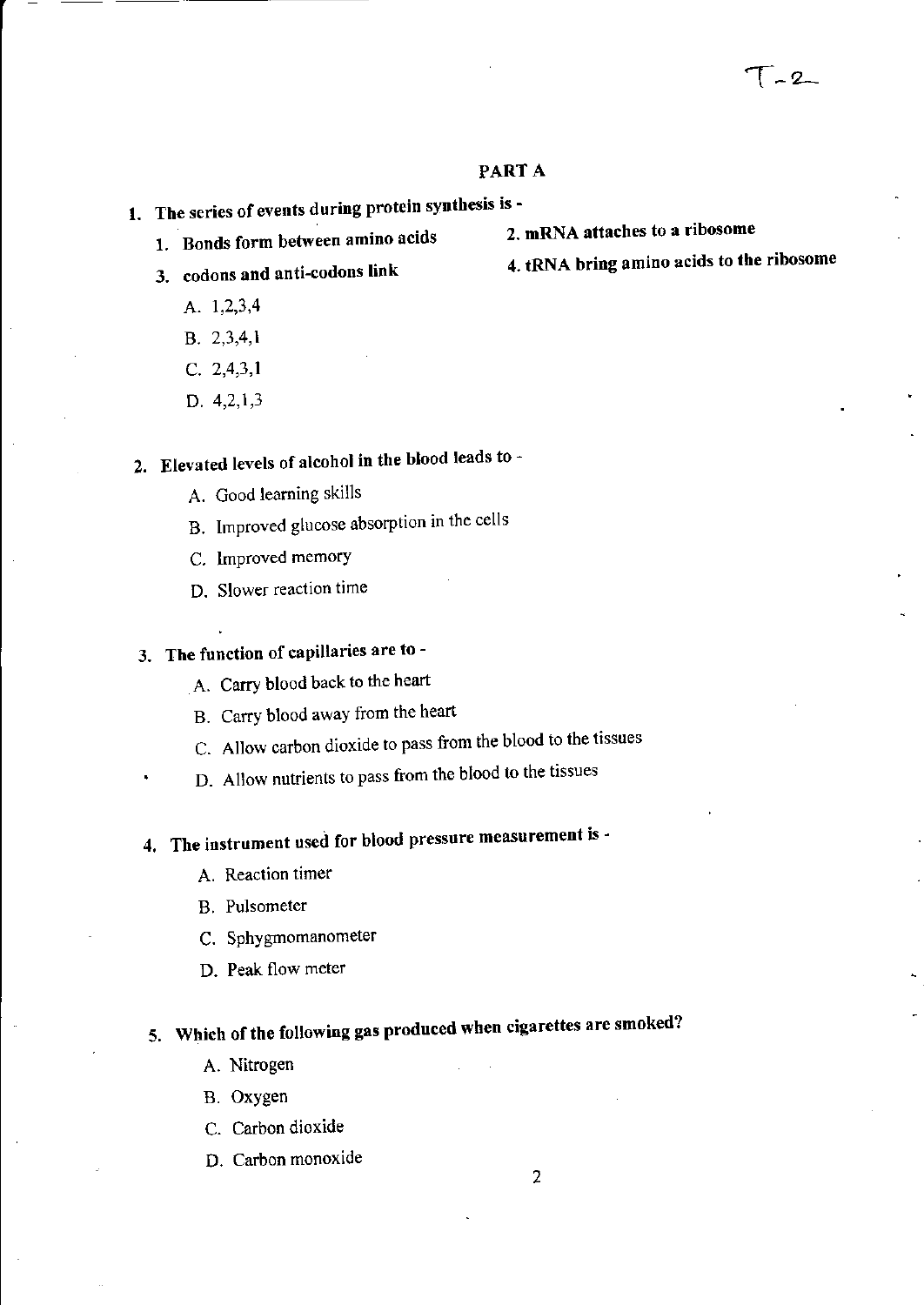## PART A

1. **The series of events during protein synthesis is -**

   1. **Bonds form between amino acids**
   2. **mRNA attaches to a ribosome**
   3. **codons and anti-codons link**
   4. **tRNA bring amino acids to the ribosome**

   A. 1,2,3,4

   B. 2,3,4,1

   C. 2,4,3,1

   D. 4,2,1,3

2. **Elevated levels of alcohol in the blood leads to -**

   A. Good learning skills

   B. Improved glucose absorption in the cells

   C. Improved memory

   D. Slower reaction time

3. **The function of capillaries are to -**

   A. Carry blood back to the heart

   B. Carry blood away from the heart

   C. Allow carbon dioxide to pass from the blood to the tissues

   D. Allow nutrients to pass from the blood to the tissues

4. **The instrument used for blood pressure measurement is -**

   A. Reaction timer

   B. Pulsometer

   C. Sphygmomanometer

   D. Peak flow meter

5. **Which of the following gas produced when cigarettes are smoked?**

   A. Nitrogen

   B. Oxygen

   C. Carbon dioxide

   D. Carbon monoxide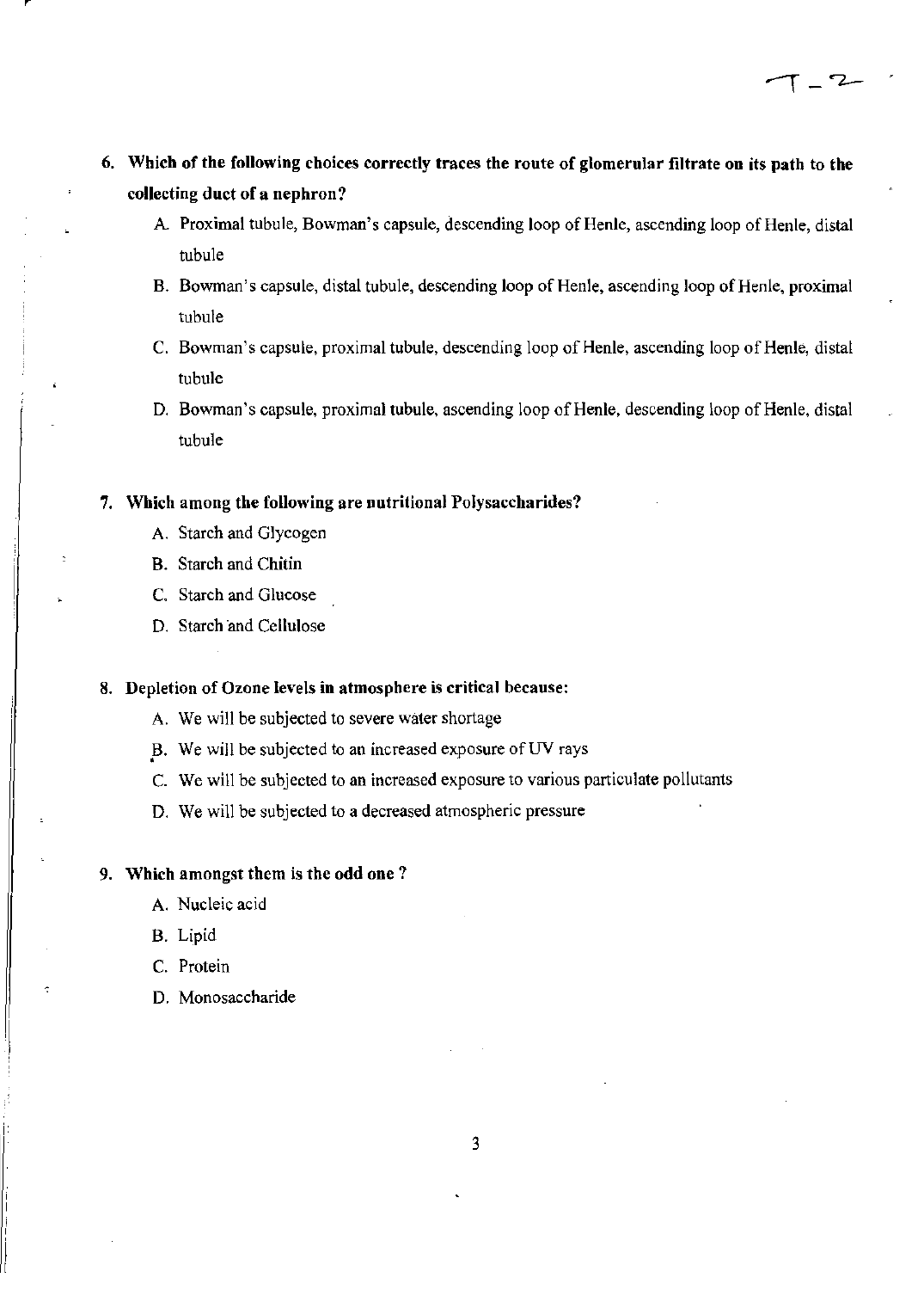**6. Which of the following choices correctly traces the route of glomerular filtrate on its path to the collecting duct of a nephron?**

A. Proximal tubule, Bowman's capsule, descending loop of Henle, ascending loop of Henle, distal tubule

B. Bowman's capsule, distal tubule, descending loop of Henle, ascending loop of Henle, proximal tubule

C. Bowman's capsule, proximal tubule, descending loop of Henle, ascending loop of Henle, distal tubule

D. Bowman's capsule, proximal tubule, ascending loop of Henle, descending loop of Henle, distal tubule

**7. Which among the following are nutritional Polysaccharides?**

A. Starch and Glycogen

B. Starch and Chitin

C. Starch and Glucose

D. Starch and Cellulose

**8. Depletion of Ozone levels in atmosphere is critical because:**

A. We will be subjected to severe water shortage

B. We will be subjected to an increased exposure of UV rays

C. We will be subjected to an increased exposure to various particulate pollutants

D. We will be subjected to a decreased atmospheric pressure

**9. Which amongst them is the odd one ?**

A. Nucleic acid

B. Lipid

C. Protein

D. Monosaccharide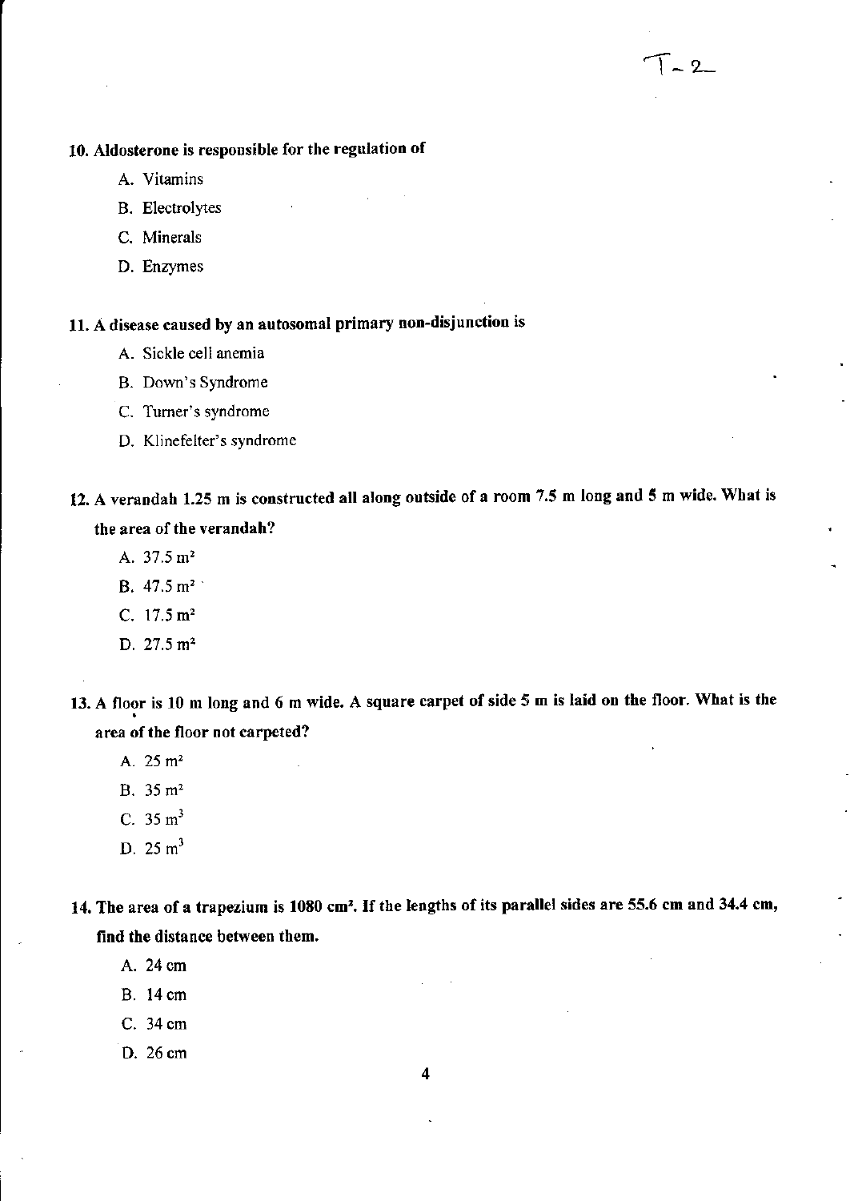**10. Aldosterone is responsible for the regulation of**

A. Vitamins

B. Electrolytes

C. Minerals

D. Enzymes

**11. A disease caused by an autosomal primary non-disjunction is**

A. Sickle cell anemia

B. Down's Syndrome

C. Turner's syndrome

D. Klinefelter's syndrome

**12. A verandah 1.25 m is constructed all along outside of a room 7.5 m long and 5 m wide. What is the area of the verandah?**

A. 37.5 $m^2$

B. 47.5 $m^2$

C. 17.5 $m^2$

D. 27.5 $m^2$

**13. A floor is 10 m long and 6 m wide. A square carpet of side 5 m is laid on the floor. What is the area of the floor not carpeted?**

A. 25 $m^2$

B. 35 $m^2$

C. 35 $m^3$

D. 25 $m^3$

**14. The area of a trapezium is 1080 $cm^2$. If the lengths of its parallel sides are 55.6 cm and 34.4 cm, find the distance between them.**

A. 24 cm

B. 14 cm

C. 34 cm

D. 26 cm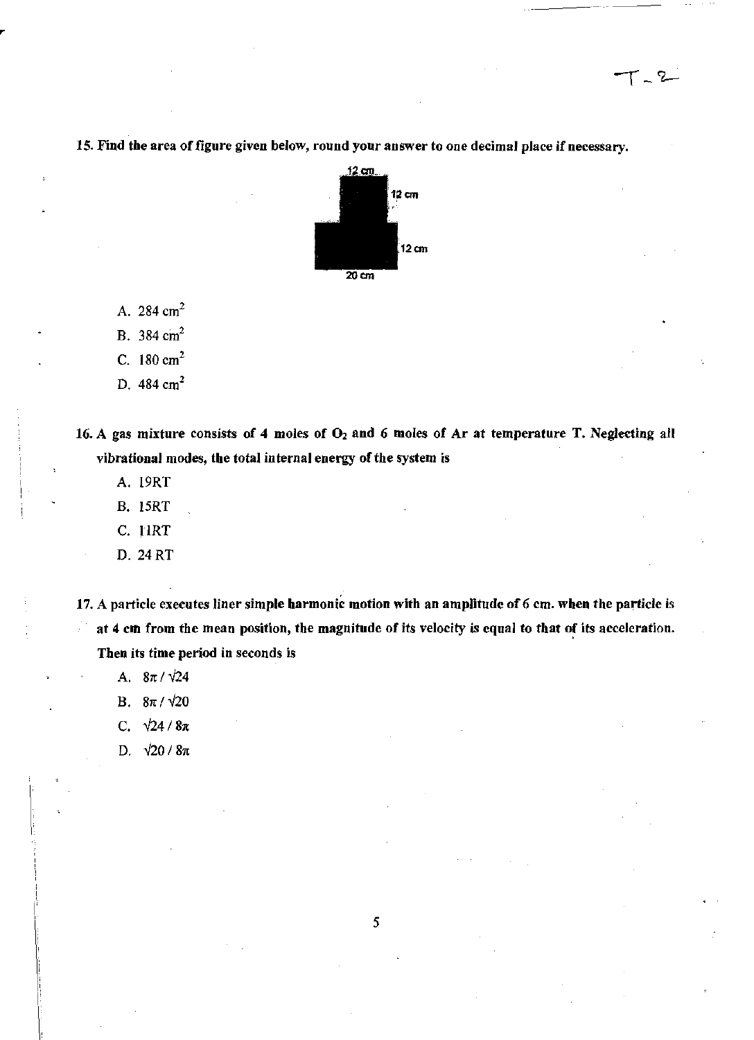**15. Find the area of figure given below, round your answer to one decimal place if necessary.**

12 cm

12 cm

12 cm

20 cm

A. 284 $cm^2$

B. 384 $cm^2$

C. 180 $cm^2$

D. 484 $cm^2$

**16. A gas mixture consists of 4 moles of $O_2$ and 6 moles of Ar at temperature T. Neglecting all vibrational modes, the total internal energy of the system is**

A. 19RT

B. 15RT

C. 11RT

D. 24 RT

**17. A particle executes liner simple harmonic motion with an amplitude of 6 cm. when the particle is at 4 cm from the mean position, the magnitude of its velocity is equal to that of its acceleration. Then its time period in seconds is**

A. $8\pi / \sqrt{24}$

B. $8\pi / \sqrt{20}$

C. $\sqrt{24} / 8\pi$

D. $\sqrt{20} / 8\pi$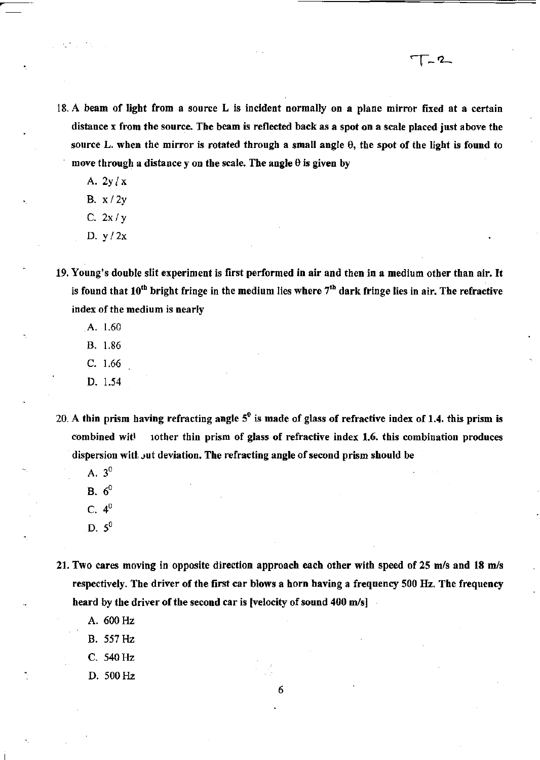18. A beam of light from a source L is incident normally on a plane mirror fixed at a certain distance x from the source. The beam is reflected back as a spot on a scale placed just above the source L. when the mirror is rotated through a small angle $\theta$, the spot of the light is found to move through a distance y on the scale. The angle $\theta$ is given by

    A. $2y / x$

    B. $x / 2y$

    C. $2x / y$

    D. $y / 2x$

19. Young's double slit experiment is first performed in air and then in a medium other than air. It is found that $10^{th}$ bright fringe in the medium lies where $7^{th}$ dark fringe lies in air. The refractive index of the medium is nearly

    A. 1.60

    B. 1.86

    C. 1.66

    D. 1.54

20. A thin prism having refracting angle $5^0$ is made of glass of refractive index of 1.4. this prism is combined wit another thin prism of glass of refractive index 1.6. this combination produces dispersion with out deviation. The refracting angle of second prism should be

    A. $3^0$

    B. $6^0$

    C. $4^0$

    D. $5^0$

21. Two cares moving in opposite direction approach each other with speed of 25 m/s and 18 m/s respectively. The driver of the first car blows a horn having a frequency 500 Hz. The frequency heard by the driver of the second car is [velocity of sound 400 m/s]

    A. 600 Hz

    B. 557 Hz

    C. 540 Hz

    D. 500 Hz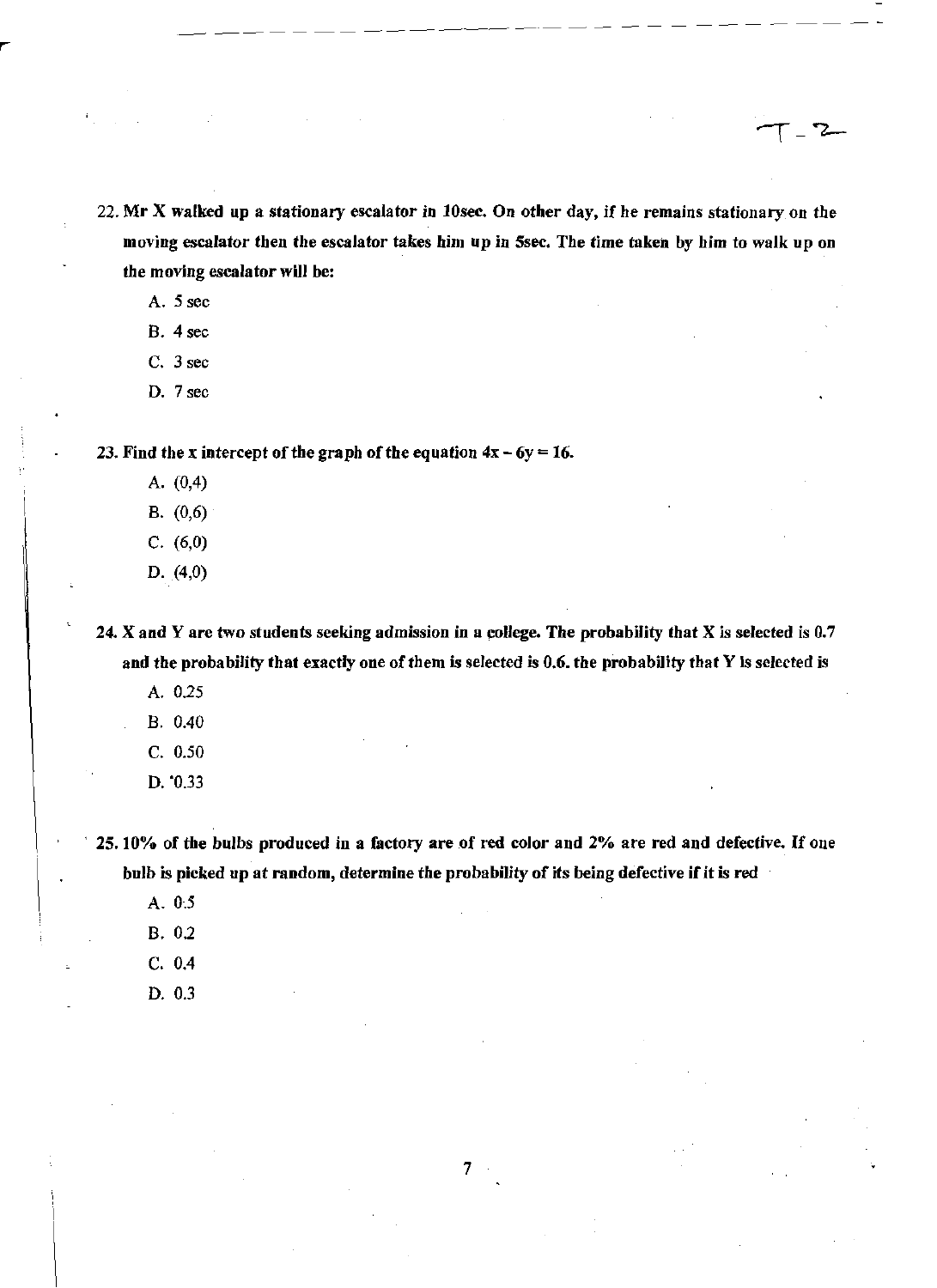**22. Mr X walked up a stationary escalator in 10sec. On other day, if he remains stationary on the moving escalator then the escalator takes him up in 5sec. The time taken by him to walk up on the moving escalator will be:**

A. 5 sec

B. 4 sec

C. 3 sec

D. 7 sec

**23. Find the x intercept of the graph of the equation $4x - 6y = 16$.**

A. (0,4)

B. (0,6)

C. (6,0)

D. (4,0)

**24. X and Y are two students seeking admission in a college. The probability that X is selected is 0.7 and the probability that exactly one of them is selected is 0.6. the probability that Y is selected is**

A. 0.25

B. 0.40

C. 0.50

D. 0.33

**25. 10% of the bulbs produced in a factory are of red color and 2% are red and defective. If one bulb is picked up at random, determine the probability of its being defective if it is red**

A. 0.5

B. 0.2

C. 0.4

D. 0.3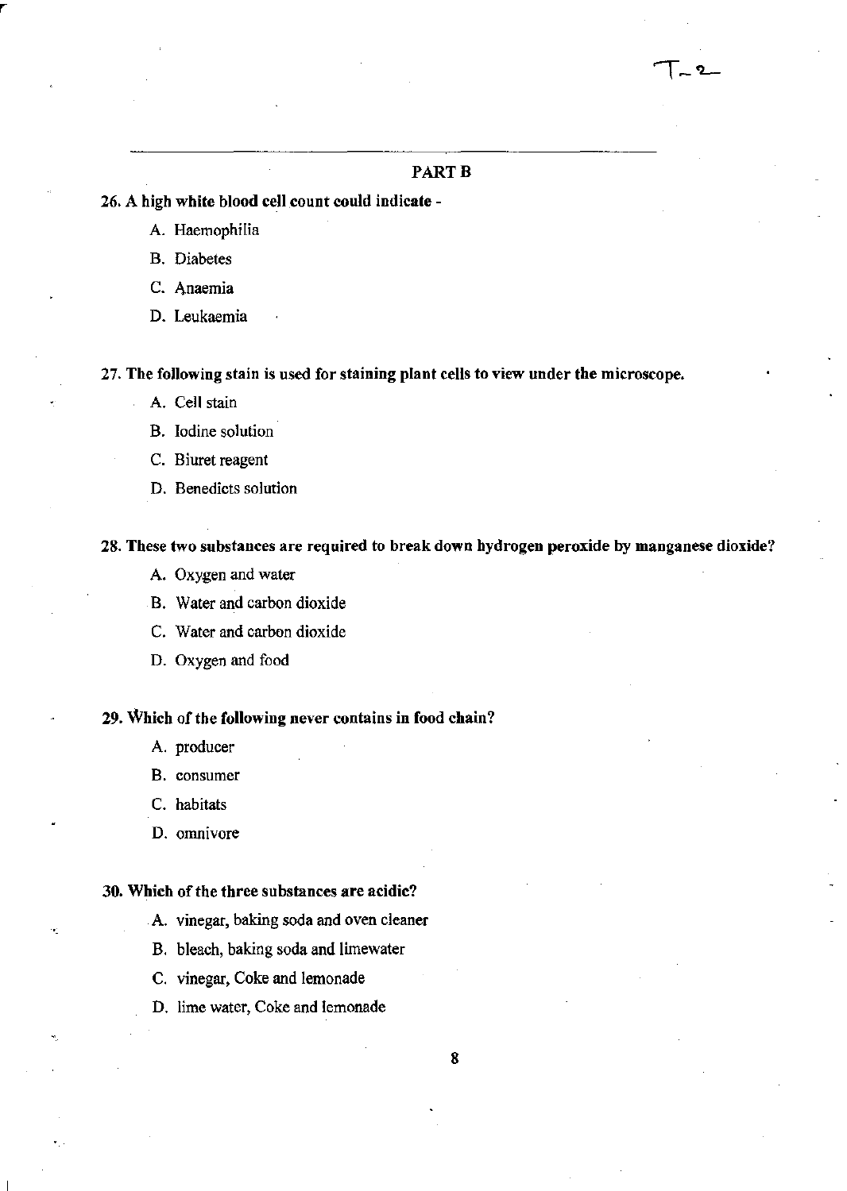## PART B

**26. A high white blood cell count could indicate -**

A. Haemophilia

B. Diabetes

C. Anaemia

D. Leukaemia

**27. The following stain is used for staining plant cells to view under the microscope.**

A. Cell stain

B. Iodine solution

C. Biuret reagent

D. Benedicts solution

**28. These two substances are required to break down hydrogen peroxide by manganese dioxide?**

A. Oxygen and water

B. Water and carbon dioxide

C. Water and carbon dioxide

D. Oxygen and food

**29. Which of the following never contains in food chain?**

A. producer

B. consumer

C. habitats

D. omnivore

**30. Which of the three substances are acidic?**

A. vinegar, baking soda and oven cleaner

B. bleach, baking soda and limewater

C. vinegar, Coke and lemonade

D. lime water, Coke and lemonade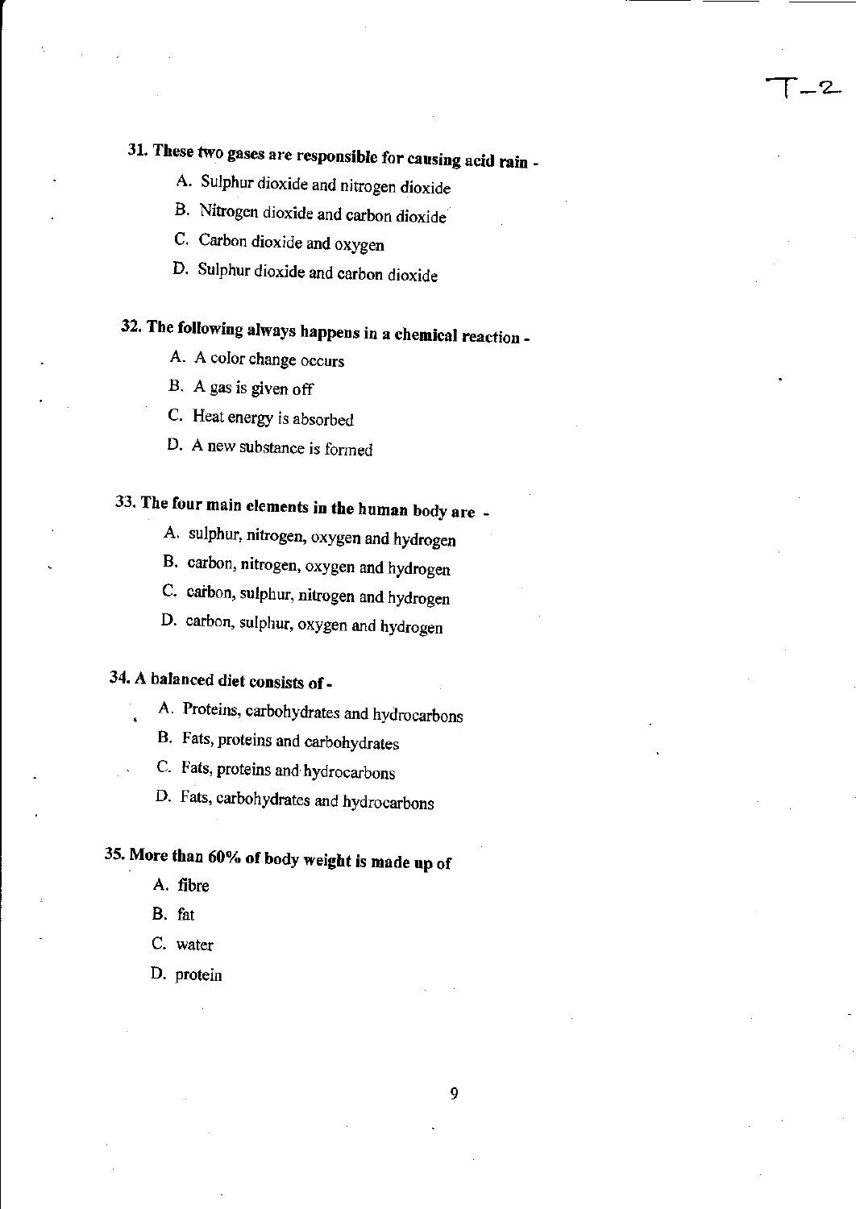**31. These two gases are responsible for causing acid rain -**

A. Sulphur dioxide and nitrogen dioxide

B. Nitrogen dioxide and carbon dioxide

C. Carbon dioxide and oxygen

D. Sulphur dioxide and carbon dioxide

**32. The following always happens in a chemical reaction -**

A. A color change occurs

B. A gas is given off

C. Heat energy is absorbed

D. A new substance is formed

**33. The four main elements in the human body are -**

A. sulphur, nitrogen, oxygen and hydrogen

B. carbon, nitrogen, oxygen and hydrogen

C. carbon, sulphur, nitrogen and hydrogen

D. carbon, sulphur, oxygen and hydrogen

**34. A balanced diet consists of -**

A. Proteins, carbohydrates and hydrocarbons

B. Fats, proteins and carbohydrates

C. Fats, proteins and hydrocarbons

D. Fats, carbohydrates and hydrocarbons

**35. More than 60% of body weight is made up of**

A. fibre

B. fat

C. water

D. protein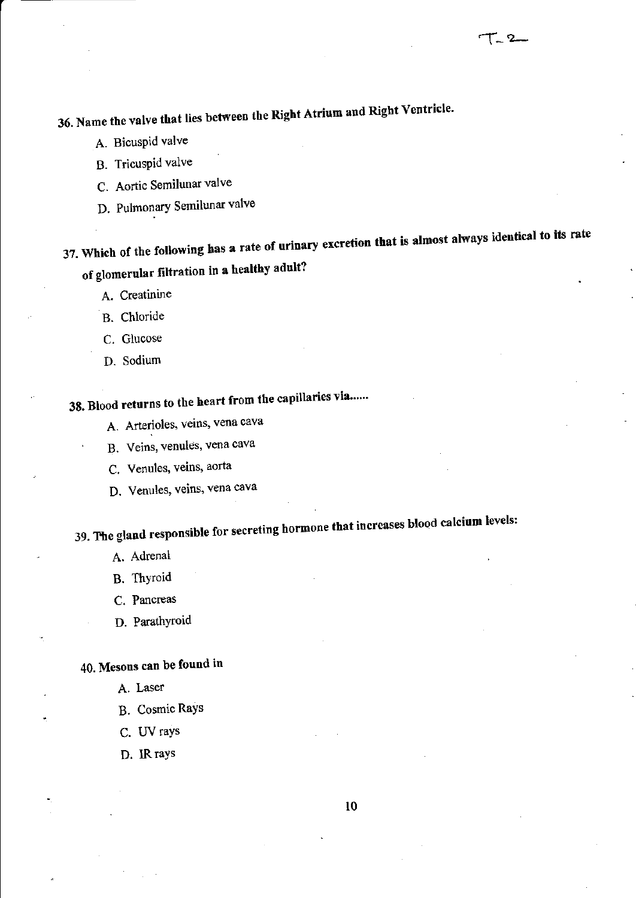**36. Name the valve that lies between the Right Atrium and Right Ventricle.**

A. Bicuspid valve

B. Tricuspid valve

C. Aortic Semilunar valve

D. Pulmonary Semilunar valve

**37. Which of the following has a rate of urinary excretion that is almost always identical to its rate of glomerular filtration in a healthy adult?**

A. Creatinine

B. Chloride

C. Glucose

D. Sodium

**38. Blood returns to the heart from the capillaries via......**

A. Arterioles, veins, vena cava

B. Veins, venules, vena cava

C. Venules, veins, aorta

D. Venules, veins, vena cava

**39. The gland responsible for secreting hormone that increases blood calcium levels:**

A. Adrenal

B. Thyroid

C. Pancreas

D. Parathyroid

**40. Mesons can be found in**

A. Laser

B. Cosmic Rays

C. UV rays

D. IR rays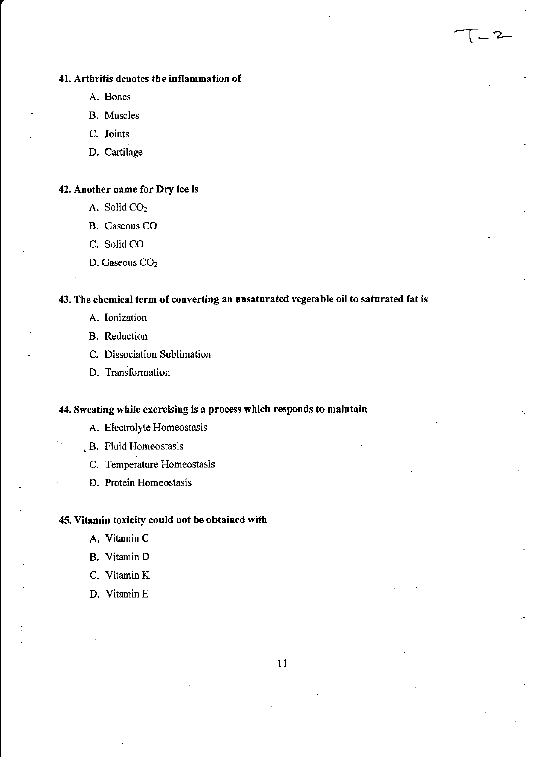**41. Arthritis denotes the inflammation of**

A. Bones

B. Muscles

C. Joints

D. Cartilage

**42. Another name for Dry ice is**

A. Solid $CO_2$

B. Gaseous CO

C. Solid CO

D. Gaseous $CO_2$

**43. The chemical term of converting an unsaturated vegetable oil to saturated fat is**

A. Ionization

B. Reduction

C. Dissociation Sublimation

D. Transformation

**44. Sweating while exercising is a process which responds to maintain**

A. Electrolyte Homeostasis

B. Fluid Homeostasis

C. Temperature Homeostasis

D. Protein Homeostasis

**45. Vitamin toxicity could not be obtained with**

A. Vitamin C

B. Vitamin D

C. Vitamin K

D. Vitamin E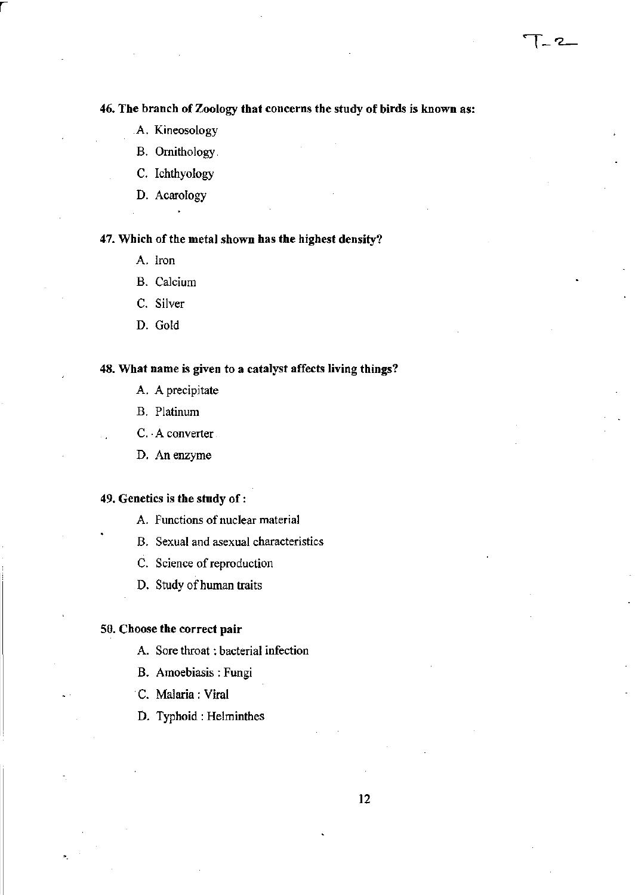**46. The branch of Zoology that concerns the study of birds is known as:**

A. Kineosology

B. Ornithology.

C. Ichthyology

D. Acarology

**47. Which of the metal shown has the highest density?**

A. Iron

B. Calcium

C. Silver

D. Gold

**48. What name is given to a catalyst affects living things?**

A. A precipitate

B. Platinum

C. A converter

D. An enzyme

**49. Genetics is the study of :**

A. Functions of nuclear material

B. Sexual and asexual characteristics

C. Science of reproduction

D. Study of human traits

**50. Choose the correct pair**

A. Sore throat : bacterial infection

B. Amoebiasis : Fungi

C. Malaria : Viral

D. Typhoid : Helminthes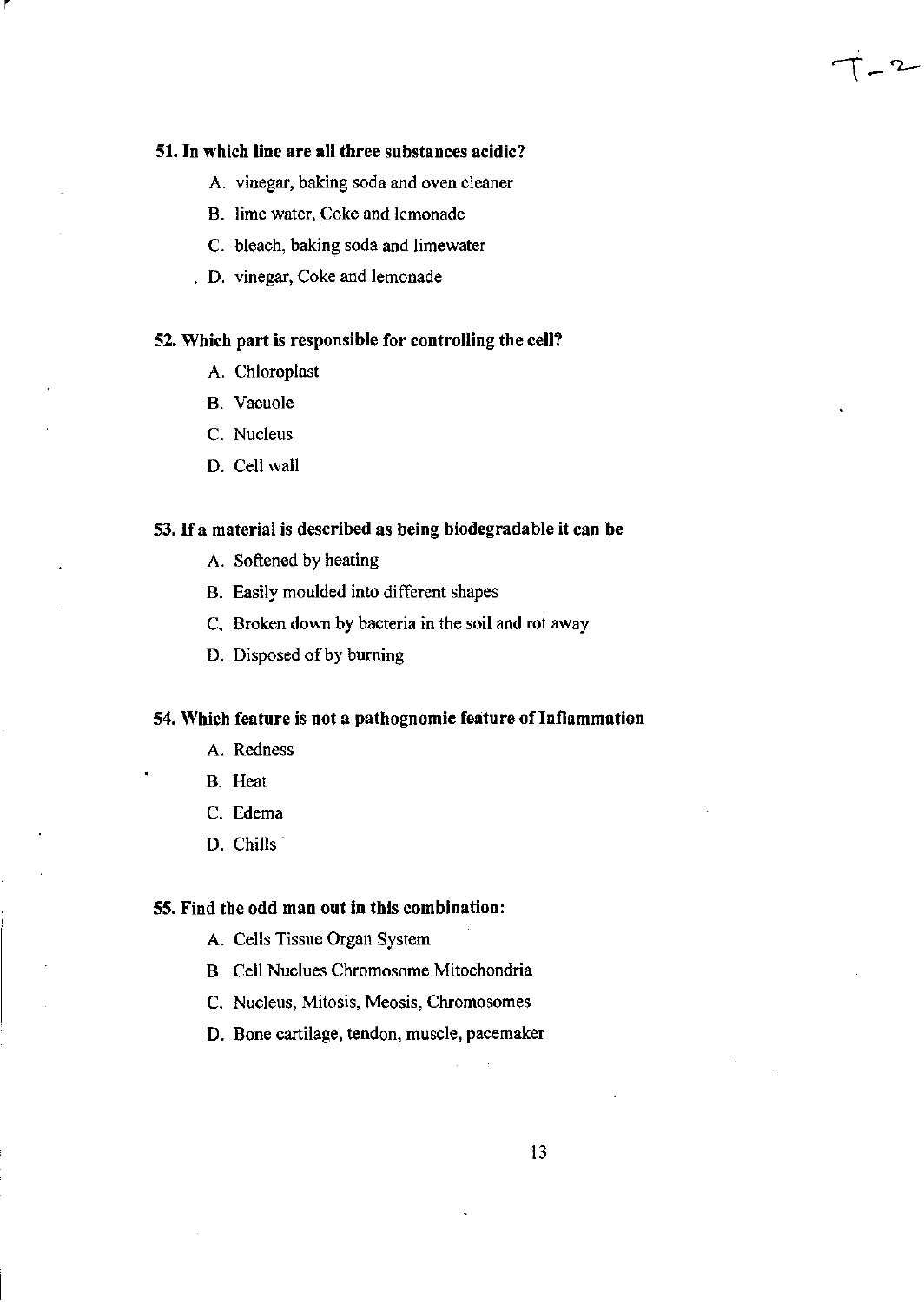**51. In which line are all three substances acidic?**

A. vinegar, baking soda and oven cleaner

B. lime water, Coke and lemonade

C. bleach, baking soda and limewater

D. vinegar, Coke and lemonade

**52. Which part is responsible for controlling the cell?**

A. Chloroplast

B. Vacuole

C. Nucleus

D. Cell wall

**53. If a material is described as being biodegradable it can be**

A. Softened by heating

B. Easily moulded into different shapes

C. Broken down by bacteria in the soil and rot away

D. Disposed of by burning

**54. Which feature is not a pathognomic feature of Inflammation**

A. Redness

B. Heat

C. Edema

D. Chills

**55. Find the odd man out in this combination:**

A. Cells Tissue Organ System

B. Cell Nuclues Chromosome Mitochondria

C. Nucleus, Mitosis, Meosis, Chromosomes

D. Bone cartilage, tendon, muscle, pacemaker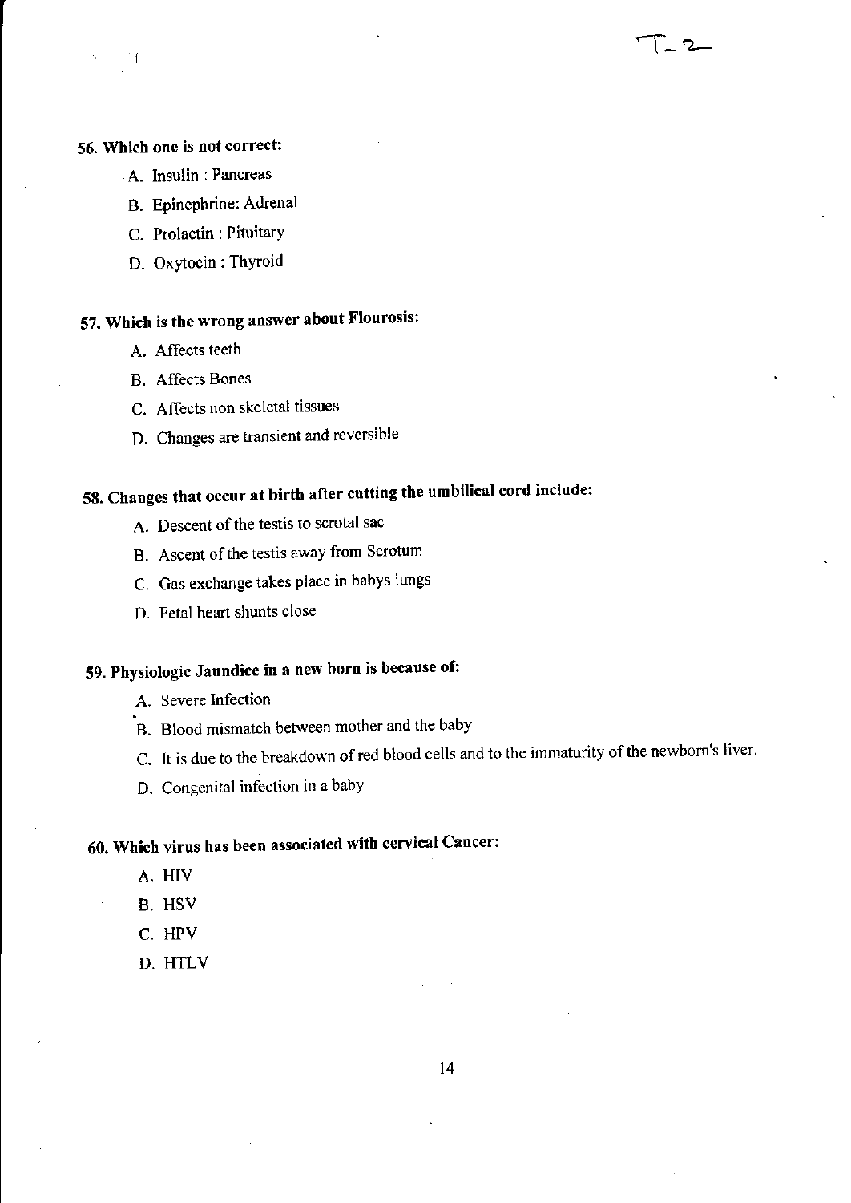**56. Which one is not correct:**

A. Insulin : Pancreas

B. Epinephrine: Adrenal

C. Prolactin : Pituitary

D. Oxytocin : Thyroid

**57. Which is the wrong answer about Flourosis:**

A. Affects teeth

B. Affects Bones

C. Affects non skeletal tissues

D. Changes are transient and reversible

**58. Changes that occur at birth after cutting the umbilical cord include:**

A. Descent of the testis to scrotal sac

B. Ascent of the testis away from Scrotum

C. Gas exchange takes place in babys lungs

D. Fetal heart shunts close

**59. Physiologic Jaundice in a new born is because of:**

A. Severe Infection

B. Blood mismatch between mother and the baby

C. It is due to the breakdown of red blood cells and to the immaturity of the newborn's liver.

D. Congenital infection in a baby

**60. Which virus has been associated with cervical Cancer:**

A. HIV

B. HSV

C. HPV

D. HTLV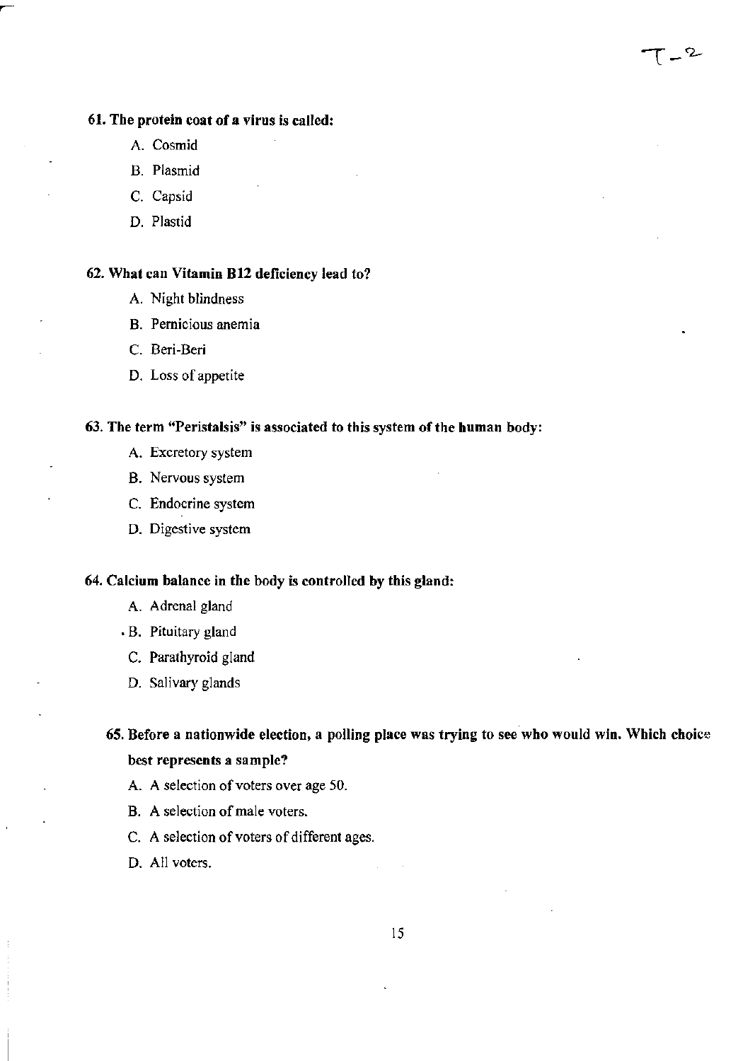**61. The protein coat of a virus is called:**

A. Cosmid

B. Plasmid

C. Capsid

D. Plastid

**62. What can Vitamin B12 deficiency lead to?**

A. Night blindness

B. Pernicious anemia

C. Beri-Beri

D. Loss of appetite

**63. The term "Peristalsis" is associated to this system of the human body:**

A. Excretory system

B. Nervous system

C. Endocrine system

D. Digestive system

**64. Calcium balance in the body is controlled by this gland:**

A. Adrenal gland

B. Pituitary gland

C. Parathyroid gland

D. Salivary glands

**65. Before a nationwide election, a polling place was trying to see who would win. Which choice best represents a sample?**

A. A selection of voters over age 50.

B. A selection of male voters.

C. A selection of voters of different ages.

D. All voters.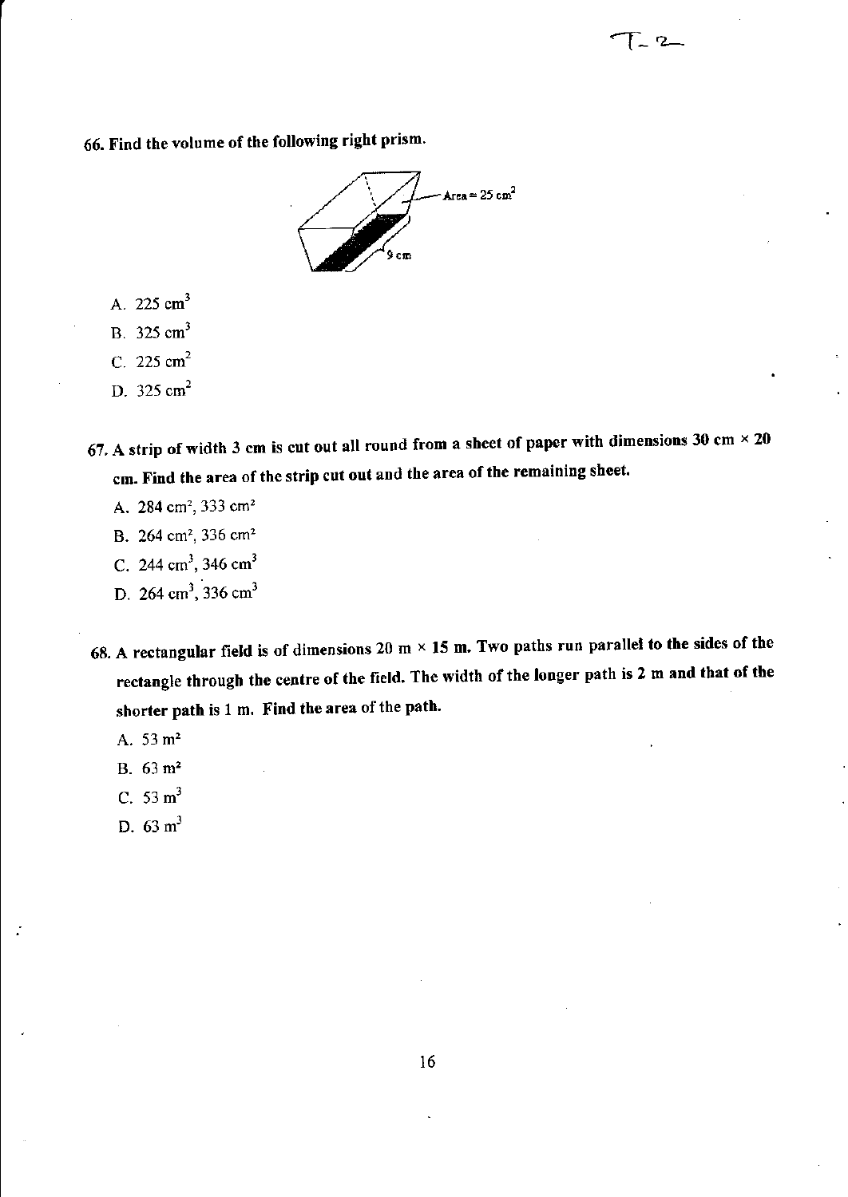**66. Find the volume of the following right prism.**

Area = 25 cm$^2$

9 cm

A. 225 cm$^3$

B. 325 cm$^3$

C. 225 cm$^2$

D. 325 cm$^2$

**67. A strip of width 3 cm is cut out all round from a sheet of paper with dimensions 30 cm × 20 cm. Find the area of the strip cut out and the area of the remaining sheet.**

A. 284 cm$^2$, 333 cm$^2$

B. 264 cm$^2$, 336 cm$^2$

C. 244 cm$^3$, 346 cm$^3$

D. 264 cm$^3$, 336 cm$^3$

**68. A rectangular field is of dimensions 20 m × 15 m. Two paths run parallel to the sides of the rectangle through the centre of the field. The width of the longer path is 2 m and that of the shorter path is 1 m. Find the area of the path.**

A. 53 m$^2$

B. 63 m$^2$

C. 53 m$^3$

D. 63 m$^3$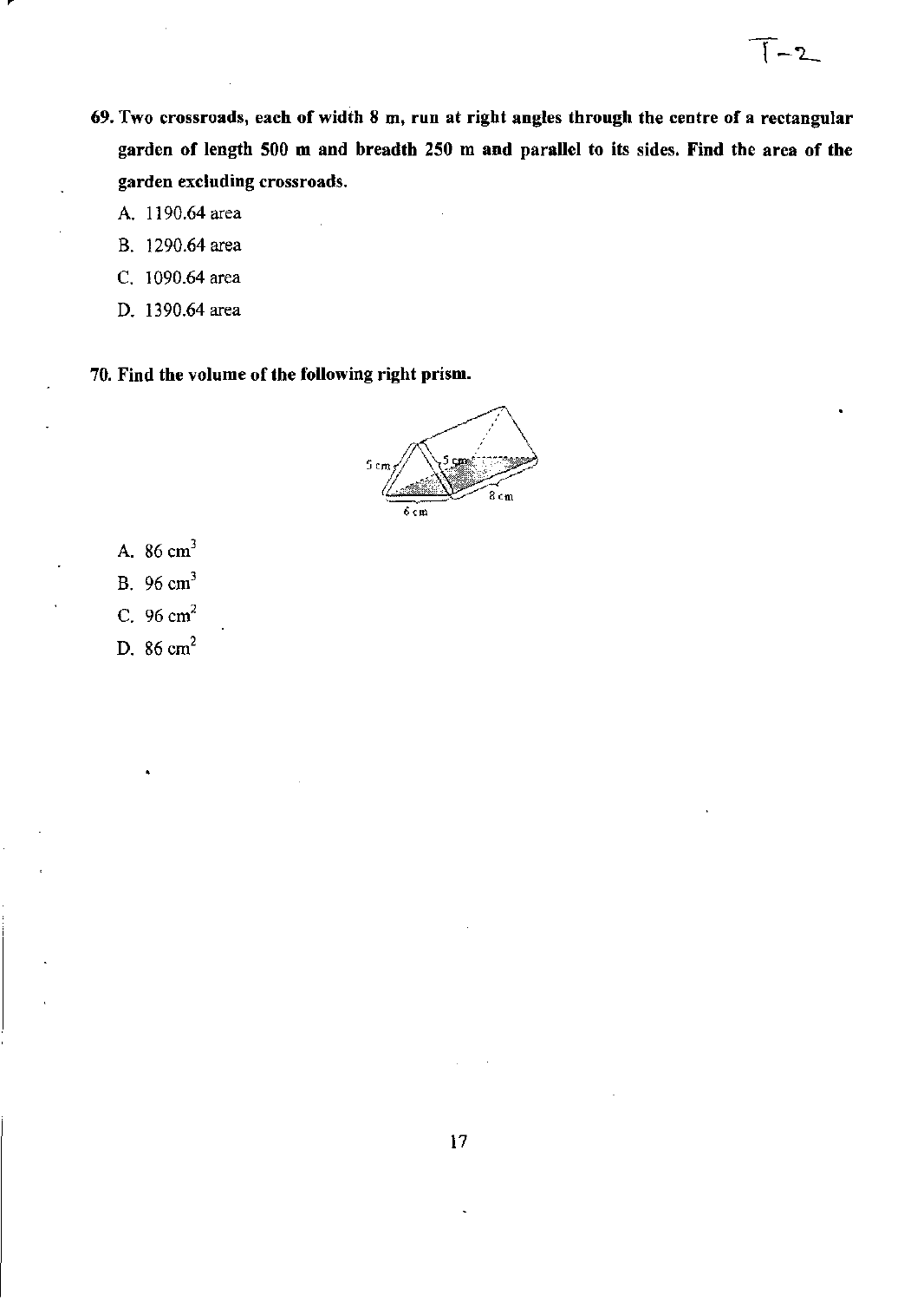**69. Two crossroads, each of width 8 m, run at right angles through the centre of a rectangular garden of length 500 m and breadth 250 m and parallel to its sides. Find the area of the garden excluding crossroads.**

A. 1190.64 area

B. 1290.64 area

C. 1090.64 area

D. 1390.64 area

**70. Find the volume of the following right prism.**

A. 86 $cm^3$

B. 96 $cm^3$

C. 96 $cm^2$

D. 86 $cm^2$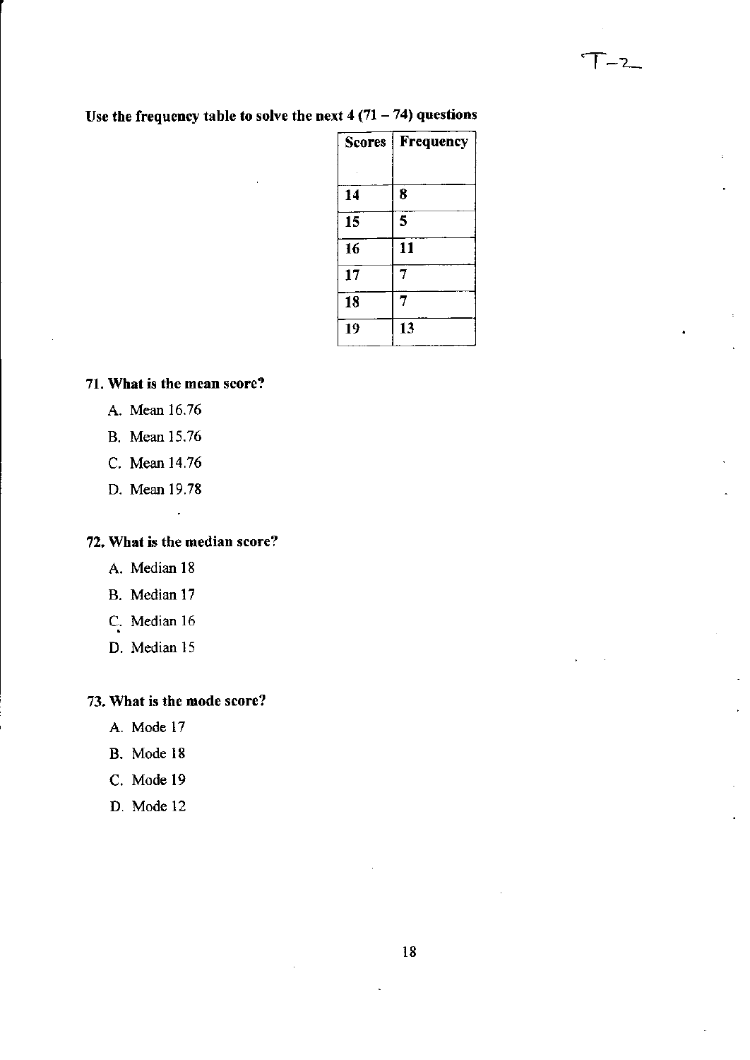**Use the frequency table to solve the next 4 (71 – 74) questions**

| Scores | Frequency |
|---|---|
| 14 | 8 |
| 15 | 5 |
| 16 | 11 |
| 17 | 7 |
| 18 | 7 |
| 19 | 13 |

**71. What is the mean score?**

A. Mean 16.76

B. Mean 15.76

C. Mean 14.76

D. Mean 19.78

**72. What is the median score?**

A. Median 18

B. Median 17

C. Median 16

D. Median 15

**73. What is the mode score?**

A. Mode 17

B. Mode 18

C. Mode 19

D. Mode 12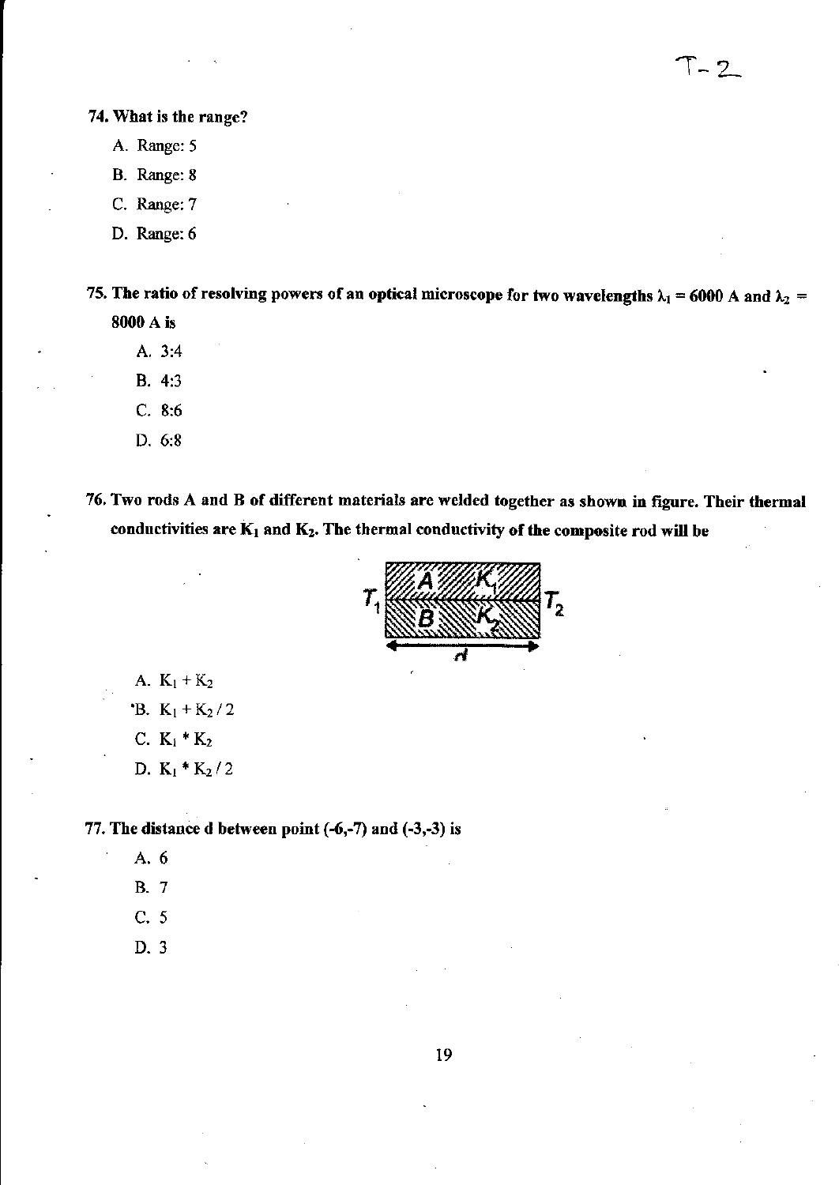**74. What is the range?**

A. Range: 5

B. Range: 8

C. Range: 7

D. Range: 6

**75. The ratio of resolving powers of an optical microscope for two wavelengths $\lambda_1 = 6000$ A and $\lambda_2 = 8000$ A is**

A. 3:4

B. 4:3

C. 8:6

D. 6:8

**76. Two rods A and B of different materials are welded together as shown in figure. Their thermal conductivities are $K_1$ and $K_2$. The thermal conductivity of the composite rod will be**

A. $K_1 + K_2$

B. $K_1 + K_2 / 2$

C. $K_1 * K_2$

D. $K_1 * K_2 / 2$

**77. The distance d between point (-6,-7) and (-3,-3) is**

A. 6

B. 7

C. 5

D. 3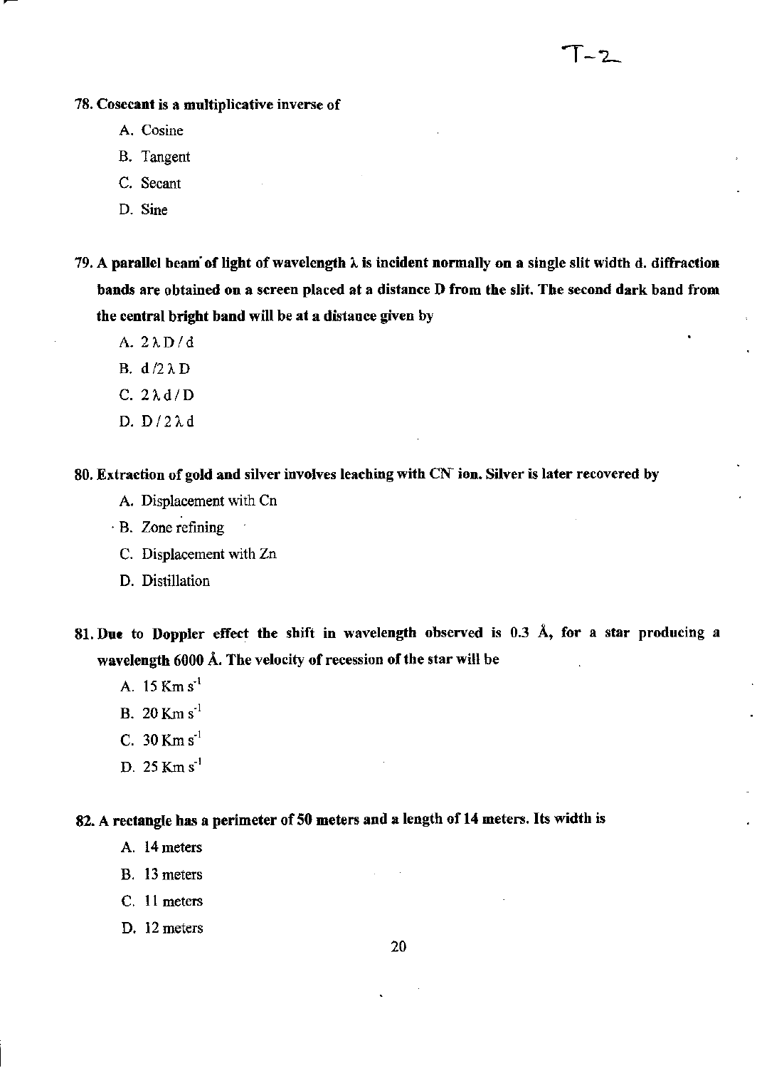T-2

**78. Cosecant is a multiplicative inverse of**

A. Cosine

B. Tangent

C. Secant

D. Sine

**79. A parallel beam of light of wavelength λ is incident normally on a single slit width d. diffraction bands are obtained on a screen placed at a distance D from the slit. The second dark band from the central bright band will be at a distance given by**

A. $2\lambda D / d$

B. $d / 2\lambda D$

C. $2\lambda d / D$

D. $D / 2\lambda d$

**80. Extraction of gold and silver involves leaching with $CN^-$ ion. Silver is later recovered by**

A. Displacement with Cn

B. Zone refining

C. Displacement with Zn

D. Distillation

**81. Due to Doppler effect the shift in wavelength observed is 0.3 Å, for a star producing a wavelength 6000 Å. The velocity of recession of the star will be**

A. $15\ \text{Km s}^{-1}$

B. $20\ \text{Km s}^{-1}$

C. $30\ \text{Km s}^{-1}$

D. $25\ \text{Km s}^{-1}$

**82. A rectangle has a perimeter of 50 meters and a length of 14 meters. Its width is**

A. 14 meters

B. 13 meters

C. 11 meters

D. 12 meters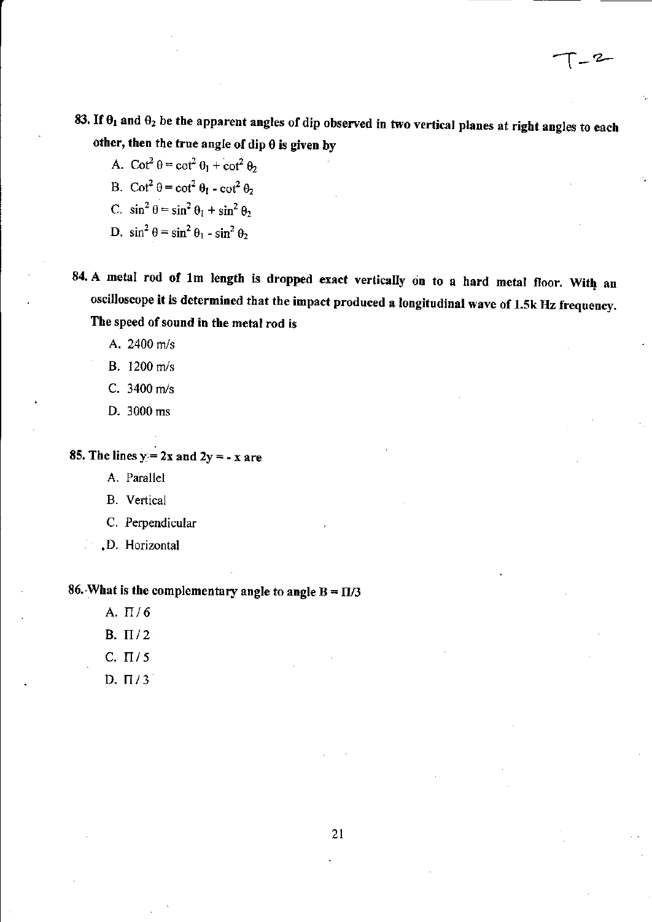**83. If $\theta_1$ and $\theta_2$ be the apparent angles of dip observed in two vertical planes at right angles to each other, then the true angle of dip $\theta$ is given by**

A. $\cot^2 \theta = \cot^2 \theta_1 + \cot^2 \theta_2$

B. $\cot^2 \theta = \cot^2 \theta_1 - \cot^2 \theta_2$

C. $\sin^2 \theta = \sin^2 \theta_1 + \sin^2 \theta_2$

D. $\sin^2 \theta = \sin^2 \theta_1 - \sin^2 \theta_2$

**84. A metal rod of 1m length is dropped exact vertically on to a hard metal floor. With an oscilloscope it is determined that the impact produced a longitudinal wave of 1.5k Hz frequency. The speed of sound in the metal rod is**

A. 2400 m/s

B. 1200 m/s

C. 3400 m/s

D. 3000 ms

**85. The lines $y = 2x$ and $2y = -x$ are**

A. Parallel

B. Vertical

C. Perpendicular

D. Horizontal

**86. What is the complementary angle to angle $B = \Pi/3$**

A. $\Pi / 6$

B. $\Pi / 2$

C. $\Pi / 5$

D. $\Pi / 3$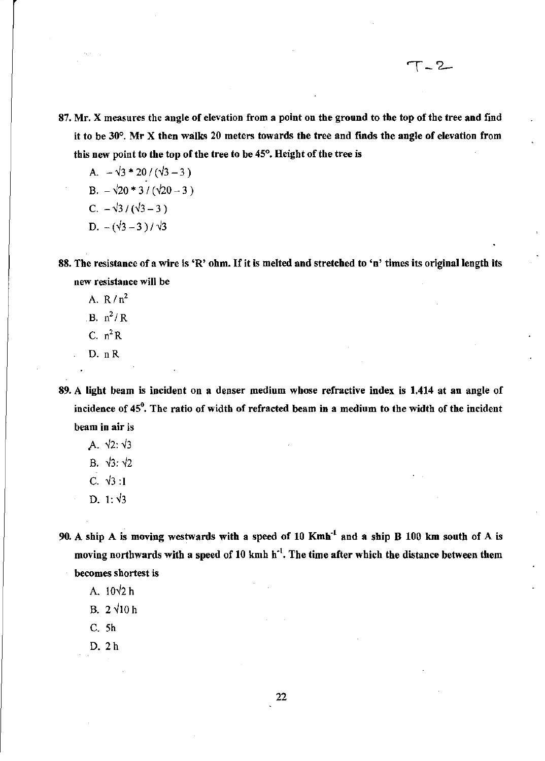87. Mr. X measures the angle of elevation from a point on the ground to the top of the tree and find it to be 30°. Mr X then walks 20 meters towards the tree and finds the angle of elevation from this new point to the top of the tree to be 45°. Height of the tree is

   A. $-\sqrt{3} * 20 / (\sqrt{3} - 3)$

   B. $-\sqrt{20} * 3 / (\sqrt{20} - 3)$

   C. $-\sqrt{3} / (\sqrt{3} - 3)$

   D. $-(\sqrt{3} - 3) / \sqrt{3}$

88. The resistance of a wire is 'R' ohm. If it is melted and stretched to 'n' times its original length its new resistance will be

   A. $R / n^2$

   B. $n^2 / R$

   C. $n^2 R$

   D. $n R$

89. A light beam is incident on a denser medium whose refractive index is 1.414 at an angle of incidence of $45^0$. The ratio of width of refracted beam in a medium to the width of the incident beam in air is

   A. $\sqrt{2}: \sqrt{3}$

   B. $\sqrt{3}: \sqrt{2}$

   C. $\sqrt{3} :1$

   D. $1: \sqrt{3}$

90. A ship A is moving westwards with a speed of 10 $Kmh^{-1}$ and a ship B 100 km south of A is moving northwards with a speed of 10 kmh $h^{-1}$. The time after which the distance between them becomes shortest is

   A. $10\sqrt{2}$ h

   B. $2\sqrt{10}$ h

   C. 5h

   D. 2 h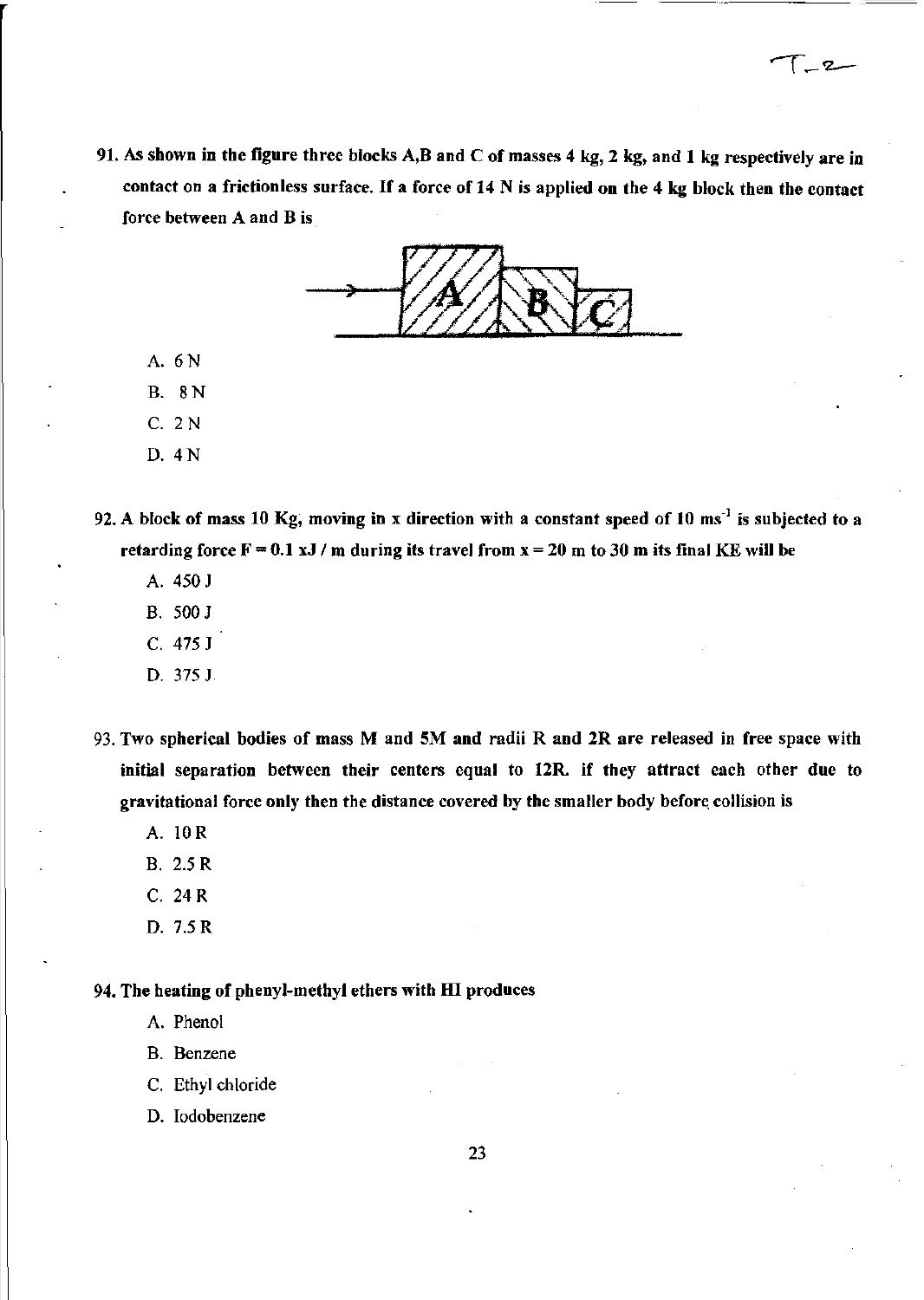91. As shown in the figure three blocks A,B and C of masses 4 kg, 2 kg, and 1 kg respectively are in contact on a frictionless surface. If a force of 14 N is applied on the 4 kg block then the contact force between A and B is

A. 6 N

B. 8 N

C. 2 N

D. 4 N

92. A block of mass 10 Kg, moving in x direction with a constant speed of 10 $ms^{-1}$ is subjected to a retarding force $F = 0.1\ x$ J / m during its travel from x = 20 m to 30 m its final KE will be

A. 450 J

B. 500 J

C. 475 J

D. 375 J

93. Two spherical bodies of mass M and 5M and radii R and 2R are released in free space with initial separation between their centers equal to 12R. if they attract each other due to gravitational force only then the distance covered by the smaller body before collision is

A. 10 R

B. 2.5 R

C. 24 R

D. 7.5 R

94. The heating of phenyl-methyl ethers with HI produces

A. Phenol

B. Benzene

C. Ethyl chloride

D. Iodobenzene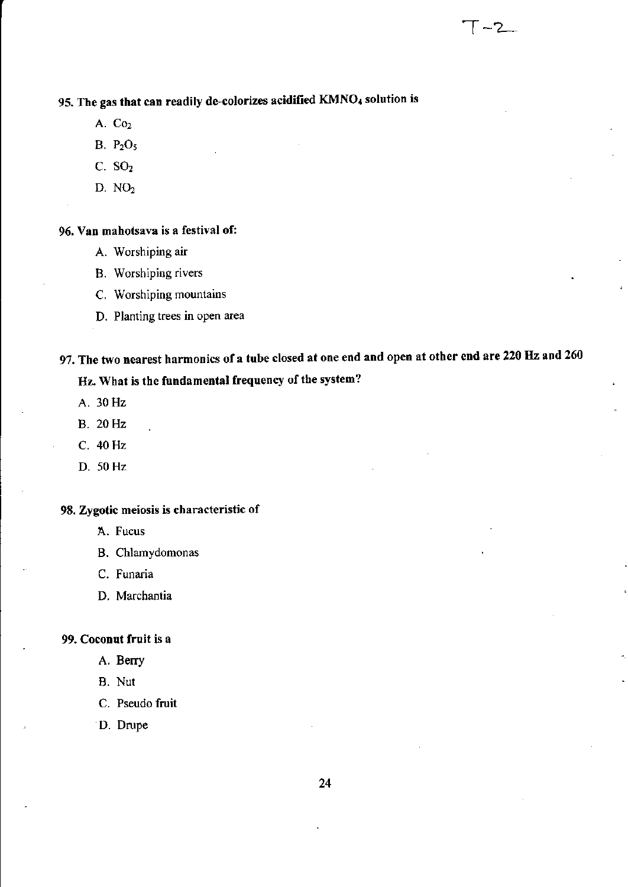**95. The gas that can readily de-colorizes acidified $KMNO_4$ solution is**

A. $Co_2$

B. $P_2O_5$

C. $SO_2$

D. $NO_2$

**96. Van mahotsava is a festival of:**

A. Worshiping air

B. Worshiping rivers

C. Worshiping mountains

D. Planting trees in open area

**97. The two nearest harmonics of a tube closed at one end and open at other end are 220 Hz and 260 Hz. What is the fundamental frequency of the system?**

A. 30 Hz

B. 20 Hz

C. 40 Hz

D. 50 Hz

**98. Zygotic meiosis is characteristic of**

A. Fucus

B. Chlamydomonas

C. Funaria

D. Marchantia

**99. Coconut fruit is a**

A. Berry

B. Nut

C. Pseudo fruit

D. Drupe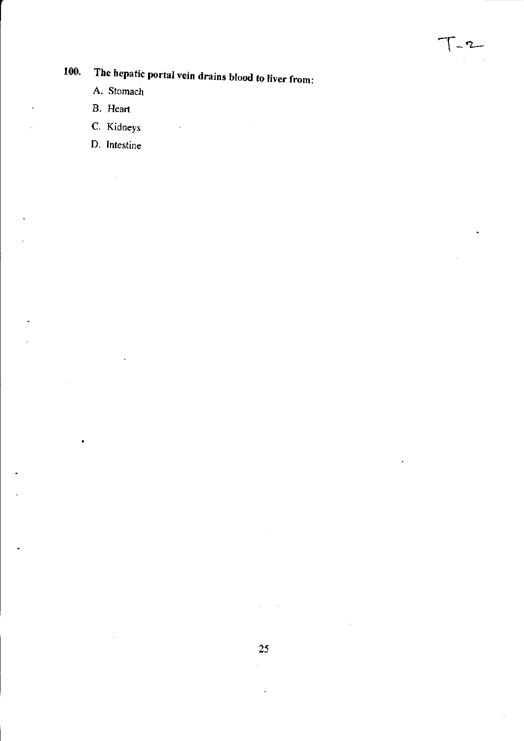**100. The hepatic portal vein drains blood to liver from:**

A. Stomach

B. Heart

C. Kidneys

D. Intestine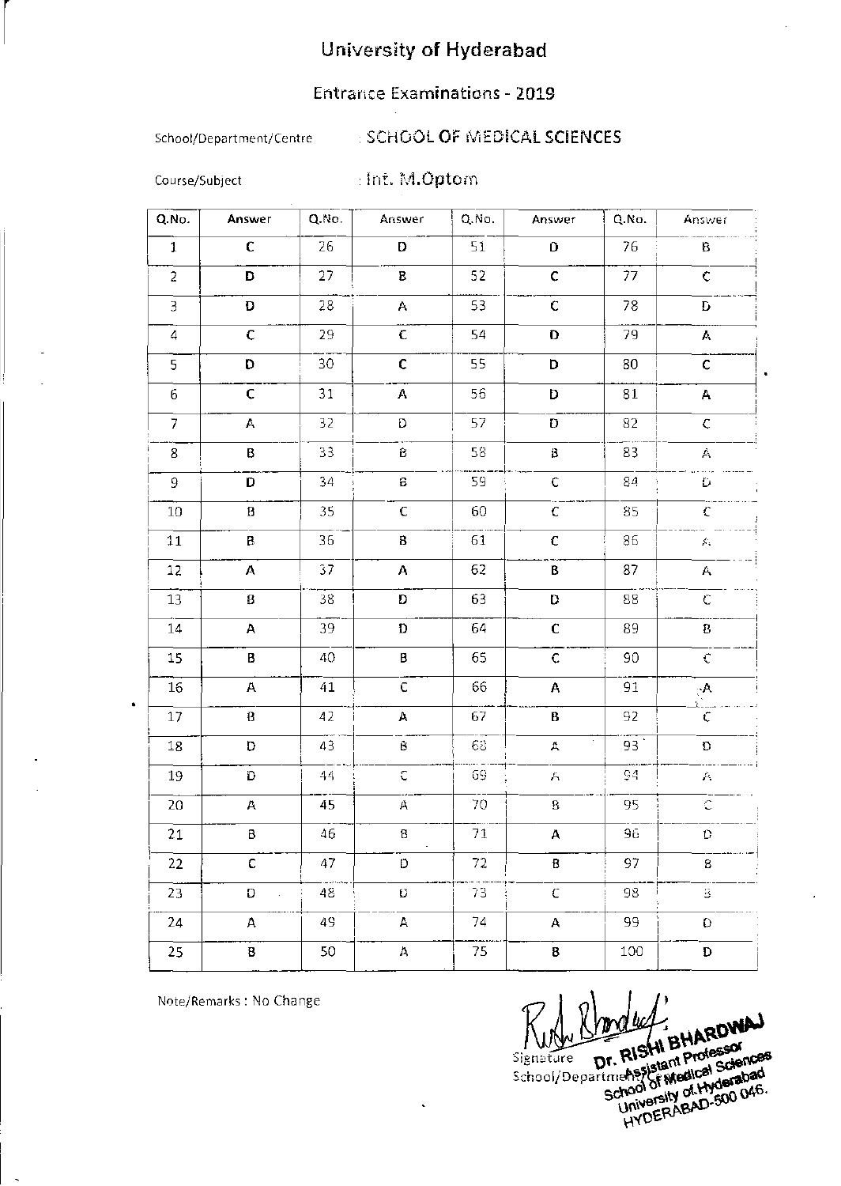# University of Hyderabad

## Entrance Examinations - 2019

School/Department/Centre : SCHOOL OF MEDICAL SCIENCES

Course/Subject : Int. M.Optom

| Q.No. | Answer | Q.No. | Answer | Q.No. | Answer | Q.No. | Answer |
|---|---|---|---|---|---|---|---|
| 1 | C | 26 | D | 51 | D | 76 | B |
| 2 | D | 27 | B | 52 | C | 77 | C |
| 3 | D | 28 | A | 53 | C | 78 | D |
| 4 | C | 29 | C | 54 | D | 79 | A |
| 5 | D | 30 | C | 55 | D | 80 | C |
| 6 | C | 31 | A | 56 | D | 81 | A |
| 7 | A | 32 | D | 57 | D | 82 | C |
| 8 | B | 33 | B | 58 | B | 83 | A |
| 9 | D | 34 | B | 59 | C | 84 | D |
| 10 | B | 35 | C | 60 | C | 85 | C |
| 11 | B | 36 | B | 61 | C | 86 | A |
| 12 | A | 37 | A | 62 | B | 87 | A |
| 13 | B | 38 | D | 63 | D | 88 | C |
| 14 | A | 39 | D | 64 | C | 89 | B |
| 15 | B | 40 | B | 65 | C | 90 | C |
| 16 | A | 41 | C | 66 | A | 91 | A |
| 17 | B | 42 | A | 67 | B | 92 | C |
| 18 | D | 43 | B | 68 | A | 93 | D |
| 19 | D | 44 | C | 69 | A | 94 | A |
| 20 | A | 45 | A | 70 | B | 95 | C |
| 21 | B | 46 | B | 71 | A | 96 | D |
| 22 | C | 47 | D | 72 | B | 97 | B |
| 23 | D | 48 | D | 73 | C | 98 | B |
| 24 | A | 49 | A | 74 | A | 99 | D |
| 25 | B | 50 | A | 75 | B | 100 | D |

Note/Remarks : No Change

Signature
School/Department

Dr. RISHI BHARDWAJ
Assistant Professor
School of Medical Sciences
University of Hyderabad
HYDERABAD-500 046.